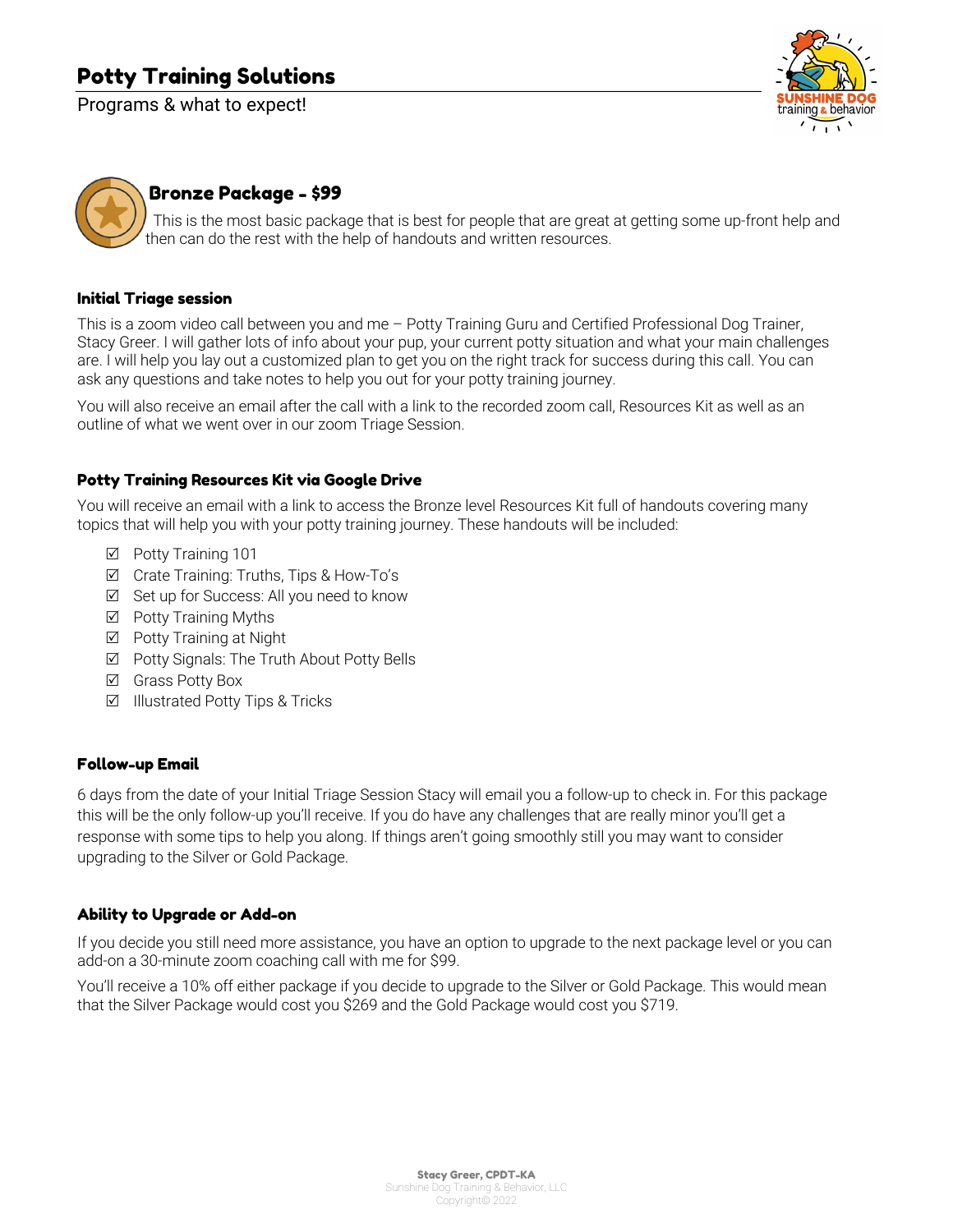# Potty Training Solutions

Programs & what to expect!

## Bronze Package - $99

This is the most basic package that is best for people that are great at getting some up-front help and then can do the rest with the help of handouts and written resources.

### Initial Triage session

This is a zoom video call between you and me – Potty Training Guru and Certified Professional Dog Trainer, Stacy Greer. I will gather lots of info about your pup, your current potty situation and what your main challenges are. I will help you lay out a customized plan to get you on the right track for success during this call. You can ask any questions and take notes to help you out for your potty training journey.

You will also receive an email after the call with a link to the recorded zoom call, Resources Kit as well as an outline of what we went over in our zoom Triage Session.

### Potty Training Resources Kit via Google Drive

You will receive an email with a link to access the Bronze level Resources Kit full of handouts covering many topics that will help you with your potty training journey. These handouts will be included:

- ☑ Potty Training 101
- ☑ Crate Training: Truths, Tips & How-To's
- ☑ Set up for Success: All you need to know
- ☑ Potty Training Myths
- ☑ Potty Training at Night
- ☑ Potty Signals: The Truth About Potty Bells
- ☑ Grass Potty Box
- ☑ Illustrated Potty Tips & Tricks

### Follow-up Email

6 days from the date of your Initial Triage Session Stacy will email you a follow-up to check in. For this package this will be the only follow-up you'll receive. If you do have any challenges that are really minor you'll get a response with some tips to help you along. If things aren't going smoothly still you may want to consider upgrading to the Silver or Gold Package.

### Ability to Upgrade or Add-on

If you decide you still need more assistance, you have an option to upgrade to the next package level or you can add-on a 30-minute zoom coaching call with me for $99.

You'll receive a 10% off either package if you decide to upgrade to the Silver or Gold Package. This would mean that the Silver Package would cost you $269 and the Gold Package would cost you $719.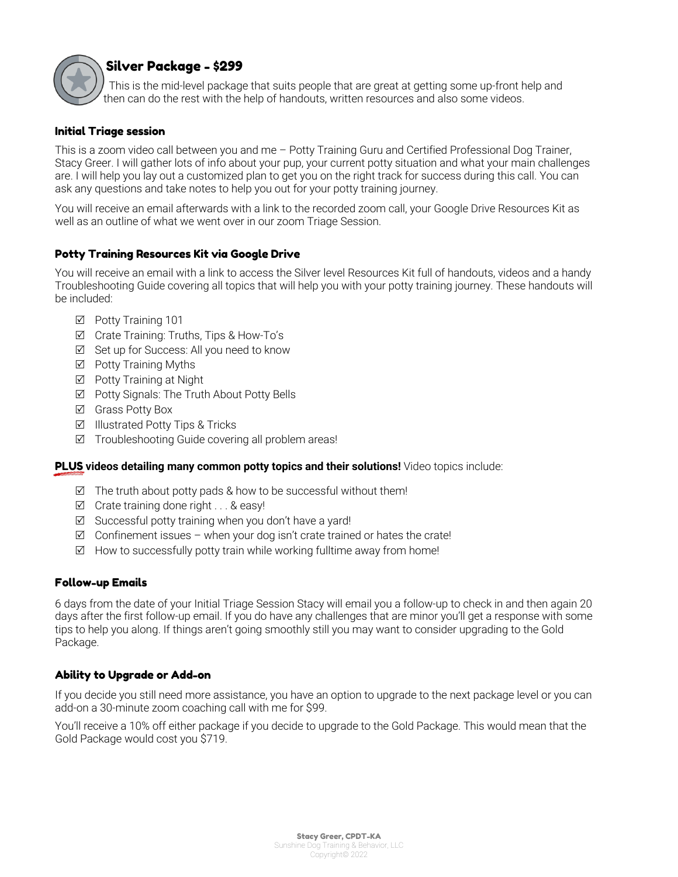## Silver Package - $299

This is the mid-level package that suits people that are great at getting some up-front help and then can do the rest with the help of handouts, written resources and also some videos.

### Initial Triage session

This is a zoom video call between you and me – Potty Training Guru and Certified Professional Dog Trainer, Stacy Greer. I will gather lots of info about your pup, your current potty situation and what your main challenges are. I will help you lay out a customized plan to get you on the right track for success during this call. You can ask any questions and take notes to help you out for your potty training journey.

You will receive an email afterwards with a link to the recorded zoom call, your Google Drive Resources Kit as well as an outline of what we went over in our zoom Triage Session.

### Potty Training Resources Kit via Google Drive

You will receive an email with a link to access the Silver level Resources Kit full of handouts, videos and a handy Troubleshooting Guide covering all topics that will help you with your potty training journey. These handouts will be included:

- ☑ Potty Training 101
- ☑ Crate Training: Truths, Tips & How-To's
- ☑ Set up for Success: All you need to know
- ☑ Potty Training Myths
- ☑ Potty Training at Night
- ☑ Potty Signals: The Truth About Potty Bells
- ☑ Grass Potty Box
- ☑ Illustrated Potty Tips & Tricks
- ☑ Troubleshooting Guide covering all problem areas!

**PLUS videos detailing many common potty topics and their solutions!** Video topics include:

- ☑ The truth about potty pads & how to be successful without them!
- ☑ Crate training done right . . . & easy!
- ☑ Successful potty training when you don't have a yard!
- ☑ Confinement issues – when your dog isn't crate trained or hates the crate!
- ☑ How to successfully potty train while working fulltime away from home!

### Follow-up Emails

6 days from the date of your Initial Triage Session Stacy will email you a follow-up to check in and then again 20 days after the first follow-up email. If you do have any challenges that are minor you'll get a response with some tips to help you along. If things aren't going smoothly still you may want to consider upgrading to the Gold Package.

### Ability to Upgrade or Add-on

If you decide you still need more assistance, you have an option to upgrade to the next package level or you can add-on a 30-minute zoom coaching call with me for $99.

You'll receive a 10% off either package if you decide to upgrade to the Gold Package. This would mean that the Gold Package would cost you $719.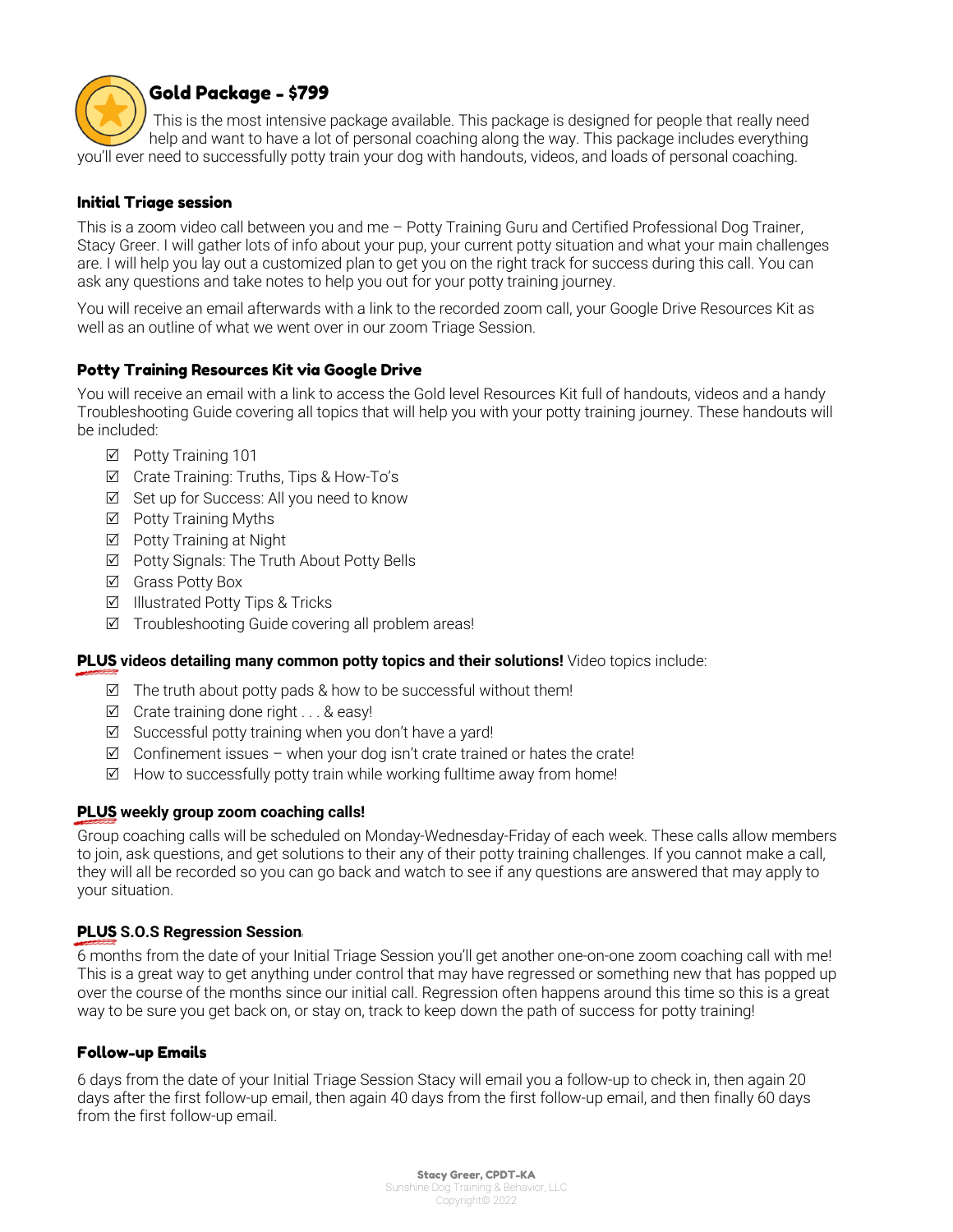## Gold Package - $799

This is the most intensive package available. This package is designed for people that really need help and want to have a lot of personal coaching along the way. This package includes everything you'll ever need to successfully potty train your dog with handouts, videos, and loads of personal coaching.

### Initial Triage session

This is a zoom video call between you and me – Potty Training Guru and Certified Professional Dog Trainer, Stacy Greer. I will gather lots of info about your pup, your current potty situation and what your main challenges are. I will help you lay out a customized plan to get you on the right track for success during this call. You can ask any questions and take notes to help you out for your potty training journey.

You will receive an email afterwards with a link to the recorded zoom call, your Google Drive Resources Kit as well as an outline of what we went over in our zoom Triage Session.

### Potty Training Resources Kit via Google Drive

You will receive an email with a link to access the Gold level Resources Kit full of handouts, videos and a handy Troubleshooting Guide covering all topics that will help you with your potty training journey. These handouts will be included:

- ☑ Potty Training 101
- ☑ Crate Training: Truths, Tips & How-To's
- ☑ Set up for Success: All you need to know
- ☑ Potty Training Myths
- ☑ Potty Training at Night
- ☑ Potty Signals: The Truth About Potty Bells
- ☑ Grass Potty Box
- ☑ Illustrated Potty Tips & Tricks
- ☑ Troubleshooting Guide covering all problem areas!

**PLUS videos detailing many common potty topics and their solutions!** Video topics include:

- ☑ The truth about potty pads & how to be successful without them!
- ☑ Crate training done right . . . & easy!
- ☑ Successful potty training when you don't have a yard!
- ☑ Confinement issues – when your dog isn't crate trained or hates the crate!
- ☑ How to successfully potty train while working fulltime away from home!

**PLUS weekly group zoom coaching calls!**

Group coaching calls will be scheduled on Monday-Wednesday-Friday of each week. These calls allow members to join, ask questions, and get solutions to their any of their potty training challenges. If you cannot make a call, they will all be recorded so you can go back and watch to see if any questions are answered that may apply to your situation.

**PLUS S.O.S Regression Session**

6 months from the date of your Initial Triage Session you'll get another one-on-one zoom coaching call with me! This is a great way to get anything under control that may have regressed or something new that has popped up over the course of the months since our initial call. Regression often happens around this time so this is a great way to be sure you get back on, or stay on, track to keep down the path of success for potty training!

### Follow-up Emails

6 days from the date of your Initial Triage Session Stacy will email you a follow-up to check in, then again 20 days after the first follow-up email, then again 40 days from the first follow-up email, and then finally 60 days from the first follow-up email.